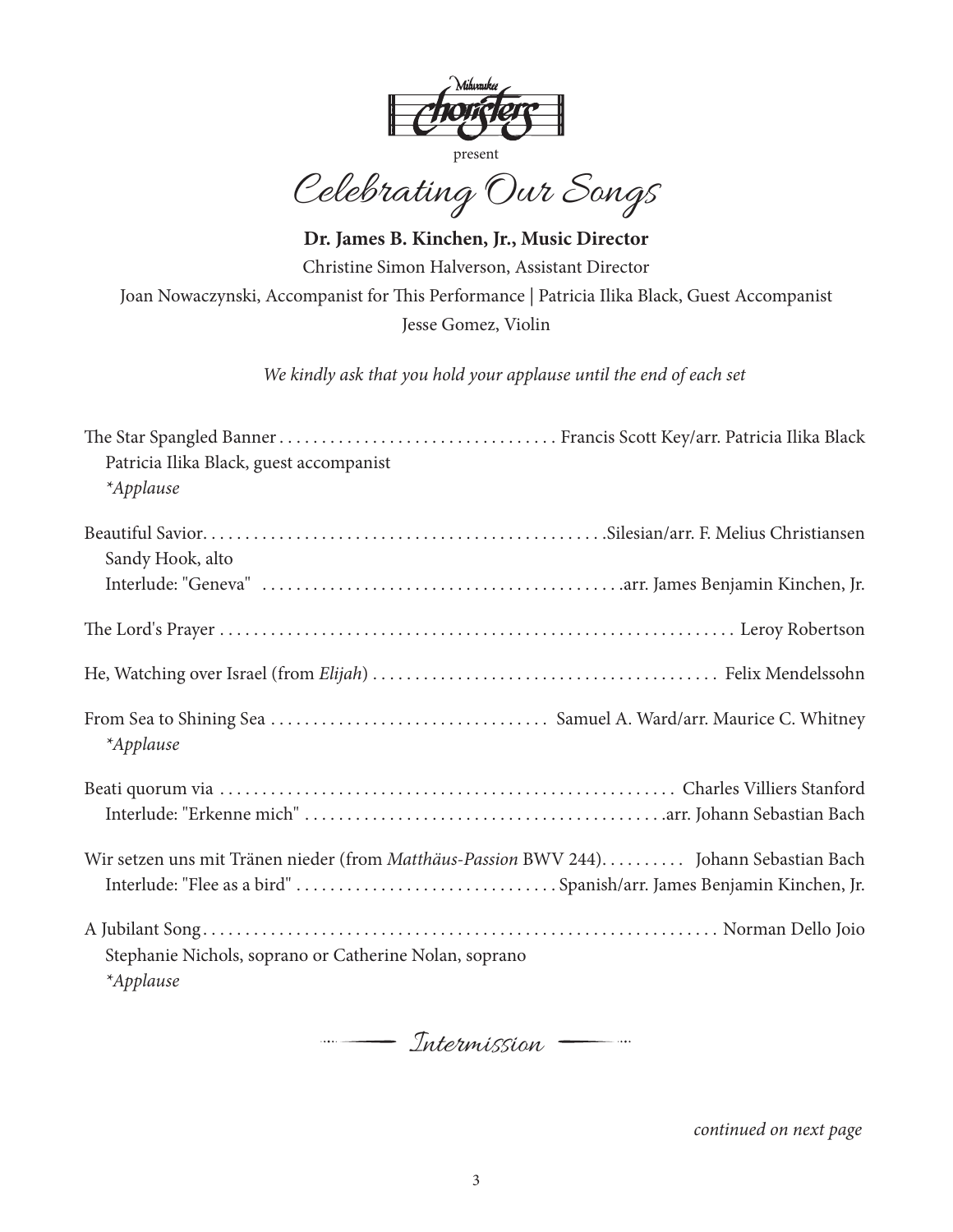Milwaukee choristers

present

# Celebrating Our Songs

**Dr. James B. Kinchen, Jr., Music Director**

Christine Simon Halverson, Assistant Director

Joan Nowaczynski, Accompanist for This Performance | Patricia Ilika Black, Guest Accompanist

Jesse Gomez, Violin

*We kindly ask that you hold your applause until the end of each set*

The Star Spangled Banner . . . . . . . . . . Francis Scott Key/arr. Patricia Ilika Black
Patricia Ilika Black, guest accompanist
*\*Applause*

Beautiful Savior. . . . . . . . . . Silesian/arr. F. Melius Christiansen
Sandy Hook, alto
Interlude: "Geneva" . . . . . . . . . . arr. James Benjamin Kinchen, Jr.

The Lord's Prayer . . . . . . . . . . Leroy Robertson

He, Watching over Israel (from *Elijah*) . . . . . . . . . . Felix Mendelssohn

From Sea to Shining Sea . . . . . . . . . . Samuel A. Ward/arr. Maurice C. Whitney
*\*Applause*

Beati quorum via . . . . . . . . . . Charles Villiers Stanford
Interlude: "Erkenne mich" . . . . . . . . . . arr. Johann Sebastian Bach

Wir setzen uns mit Tränen nieder (from *Matthäus-Passion* BWV 244). . . . . . . . . . Johann Sebastian Bach
Interlude: "Flee as a bird" . . . . . . . . . . Spanish/arr. James Benjamin Kinchen, Jr.

A Jubilant Song . . . . . . . . . . Norman Dello Joio
Stephanie Nichols, soprano or Catherine Nolan, soprano
*\*Applause*

*Intermission*

*continued on next page*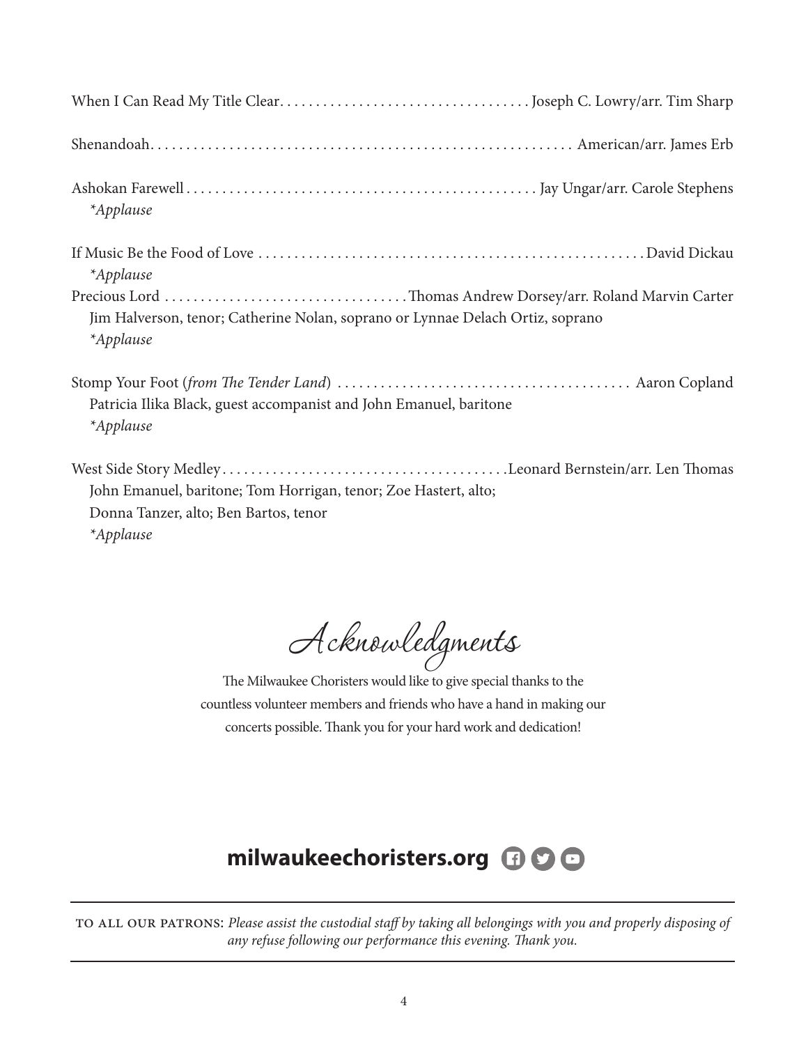When I Can Read My Title Clear. . . . . . . . . . . . . . . . . . . . . . . . . . . . . . . . . . . Joseph C. Lowry/arr. Tim Sharp

Shenandoah. . . . . . . . . . . . . . . . . . . . . . . . . . . . . . . . . . . . . . . . . . . . . . . . . . . . . . . . . American/arr. James Erb

Ashokan Farewell . . . . . . . . . . . . . . . . . . . . . . . . . . . . . . . . . . . . . . . . . . . . . . . . Jay Ungar/arr. Carole Stephens  
*\*Applause*

If Music Be the Food of Love . . . . . . . . . . . . . . . . . . . . . . . . . . . . . . . . . . . . . . . . . . . . . . . . . . . . David Dickau  
*\*Applause*

Precious Lord . . . . . . . . . . . . . . . . . . . . . . . . . . . . . . . . Thomas Andrew Dorsey/arr. Roland Marvin Carter  
Jim Halverson, tenor; Catherine Nolan, soprano or Lynnae Delach Ortiz, soprano  
*\*Applause*

Stomp Your Foot (*from The Tender Land*) . . . . . . . . . . . . . . . . . . . . . . . . . . . . . . . . . . . . . . . . Aaron Copland  
Patricia Ilika Black, guest accompanist and John Emanuel, baritone  
*\*Applause*

West Side Story Medley . . . . . . . . . . . . . . . . . . . . . . . . . . . . . . . . . . . . . . . Leonard Bernstein/arr. Len Thomas  
John Emanuel, baritone; Tom Horrigan, tenor; Zoe Hastert, alto;  
Donna Tanzer, alto; Ben Bartos, tenor  
*\*Applause*

## Acknowledgments

The Milwaukee Choristers would like to give special thanks to the countless volunteer members and friends who have a hand in making our concerts possible. Thank you for your hard work and dedication!

**milwaukeechoristers.org**

TO ALL OUR PATRONS: *Please assist the custodial staff by taking all belongings with you and properly disposing of any refuse following our performance this evening. Thank you.*